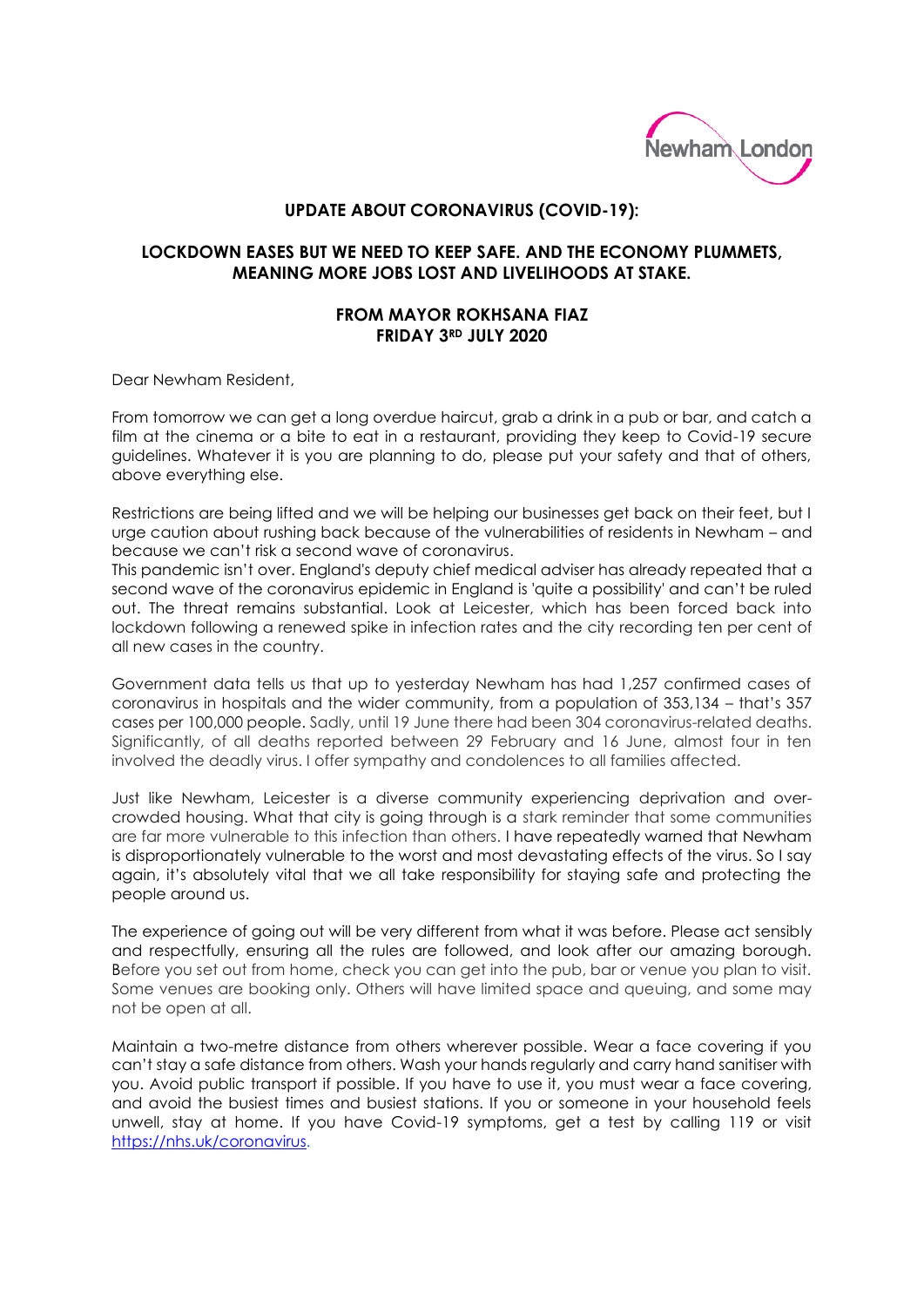## UPDATE ABOUT CORONAVIRUS (COVID-19):

## LOCKDOWN EASES BUT WE NEED TO KEEP SAFE. AND THE ECONOMY PLUMMETS, MEANING MORE JOBS LOST AND LIVELIHOODS AT STAKE.

### FROM MAYOR ROKHSANA FIAZ
### FRIDAY 3RD JULY 2020

Dear Newham Resident,

From tomorrow we can get a long overdue haircut, grab a drink in a pub or bar, and catch a film at the cinema or a bite to eat in a restaurant, providing they keep to Covid-19 secure guidelines. Whatever it is you are planning to do, please put your safety and that of others, above everything else.

Restrictions are being lifted and we will be helping our businesses get back on their feet, but I urge caution about rushing back because of the vulnerabilities of residents in Newham – and because we can't risk a second wave of coronavirus.

This pandemic isn't over. England's deputy chief medical adviser has already repeated that a second wave of the coronavirus epidemic in England is 'quite a possibility' and can't be ruled out. The threat remains substantial. Look at Leicester, which has been forced back into lockdown following a renewed spike in infection rates and the city recording ten per cent of all new cases in the country.

Government data tells us that up to yesterday Newham has had 1,257 confirmed cases of coronavirus in hospitals and the wider community, from a population of 353,134 – that's 357 cases per 100,000 people. Sadly, until 19 June there had been 304 coronavirus-related deaths. Significantly, of all deaths reported between 29 February and 16 June, almost four in ten involved the deadly virus. I offer sympathy and condolences to all families affected.

Just like Newham, Leicester is a diverse community experiencing deprivation and over-crowded housing. What that city is going through is a stark reminder that some communities are far more vulnerable to this infection than others. I have repeatedly warned that Newham is disproportionately vulnerable to the worst and most devastating effects of the virus. So I say again, it's absolutely vital that we all take responsibility for staying safe and protecting the people around us.

The experience of going out will be very different from what it was before. Please act sensibly and respectfully, ensuring all the rules are followed, and look after our amazing borough. Before you set out from home, check you can get into the pub, bar or venue you plan to visit. Some venues are booking only. Others will have limited space and queuing, and some may not be open at all.

Maintain a two-metre distance from others wherever possible. Wear a face covering if you can't stay a safe distance from others. Wash your hands regularly and carry hand sanitiser with you. Avoid public transport if possible. If you have to use it, you must wear a face covering, and avoid the busiest times and busiest stations. If you or someone in your household feels unwell, stay at home. If you have Covid-19 symptoms, get a test by calling 119 or visit [https://nhs.uk/coronavirus](https://nhs.uk/coronavirus).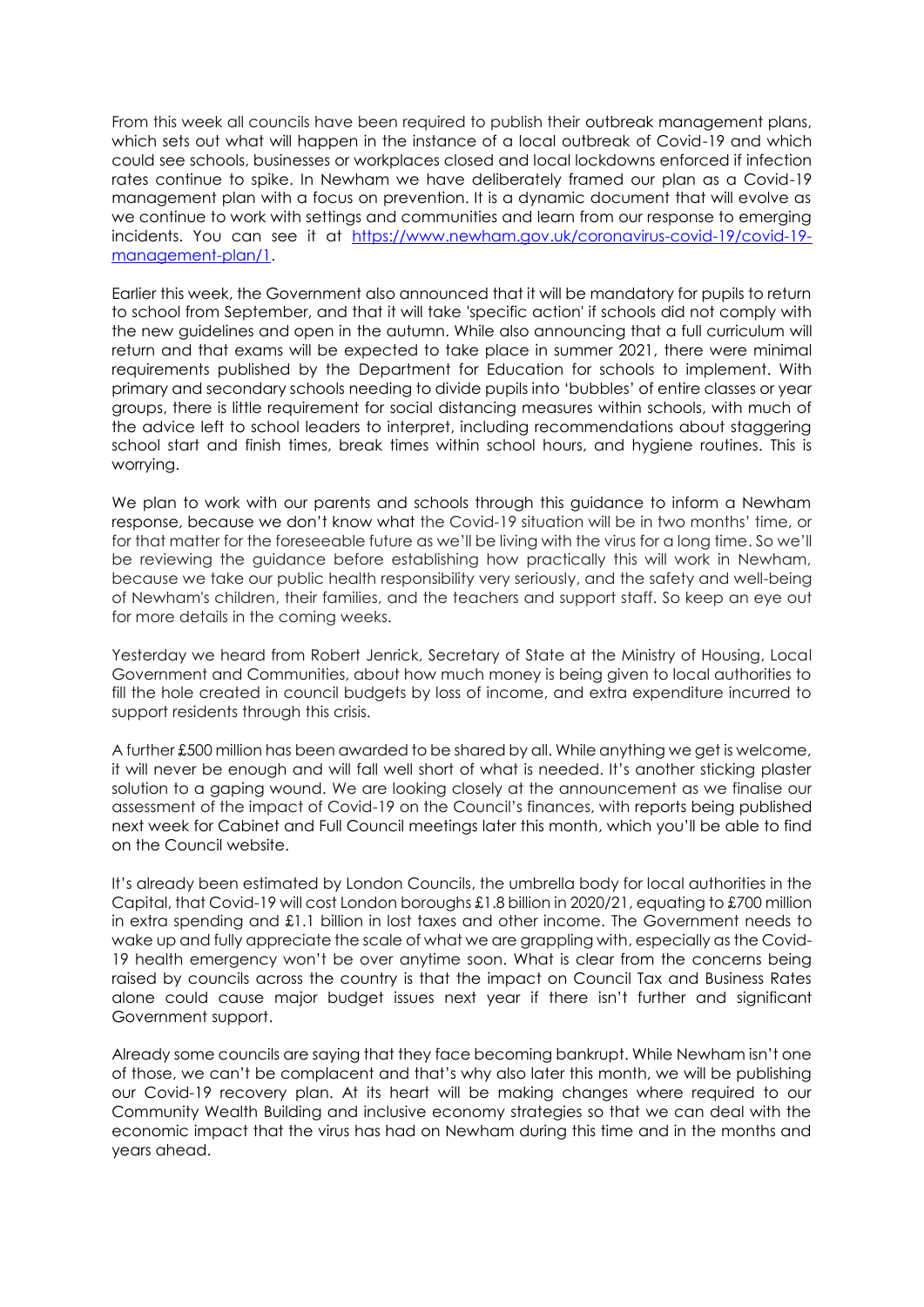From this week all councils have been required to publish their outbreak management plans, which sets out what will happen in the instance of a local outbreak of Covid-19 and which could see schools, businesses or workplaces closed and local lockdowns enforced if infection rates continue to spike. In Newham we have deliberately framed our plan as a Covid-19 management plan with a focus on prevention. It is a dynamic document that will evolve as we continue to work with settings and communities and learn from our response to emerging incidents. You can see it at [https://www.newham.gov.uk/coronavirus-covid-19/covid-19-management-plan/1](https://www.newham.gov.uk/coronavirus-covid-19/covid-19-management-plan/1).

Earlier this week, the Government also announced that it will be mandatory for pupils to return to school from September, and that it will take 'specific action' if schools did not comply with the new guidelines and open in the autumn. While also announcing that a full curriculum will return and that exams will be expected to take place in summer 2021, there were minimal requirements published by the Department for Education for schools to implement. With primary and secondary schools needing to divide pupils into 'bubbles' of entire classes or year groups, there is little requirement for social distancing measures within schools, with much of the advice left to school leaders to interpret, including recommendations about staggering school start and finish times, break times within school hours, and hygiene routines. This is worrying.

We plan to work with our parents and schools through this guidance to inform a Newham response, because we don't know what the Covid-19 situation will be in two months' time, or for that matter for the foreseeable future as we'll be living with the virus for a long time. So we'll be reviewing the guidance before establishing how practically this will work in Newham, because we take our public health responsibility very seriously, and the safety and well-being of Newham's children, their families, and the teachers and support staff. So keep an eye out for more details in the coming weeks.

Yesterday we heard from Robert Jenrick, Secretary of State at the Ministry of Housing, Local Government and Communities, about how much money is being given to local authorities to fill the hole created in council budgets by loss of income, and extra expenditure incurred to support residents through this crisis.

A further £500 million has been awarded to be shared by all. While anything we get is welcome, it will never be enough and will fall well short of what is needed. It's another sticking plaster solution to a gaping wound. We are looking closely at the announcement as we finalise our assessment of the impact of Covid-19 on the Council's finances, with reports being published next week for Cabinet and Full Council meetings later this month, which you'll be able to find on the Council website.

It's already been estimated by London Councils, the umbrella body for local authorities in the Capital, that Covid-19 will cost London boroughs £1.8 billion in 2020/21, equating to £700 million in extra spending and £1.1 billion in lost taxes and other income. The Government needs to wake up and fully appreciate the scale of what we are grappling with, especially as the Covid-19 health emergency won't be over anytime soon. What is clear from the concerns being raised by councils across the country is that the impact on Council Tax and Business Rates alone could cause major budget issues next year if there isn't further and significant Government support.

Already some councils are saying that they face becoming bankrupt. While Newham isn't one of those, we can't be complacent and that's why also later this month, we will be publishing our Covid-19 recovery plan. At its heart will be making changes where required to our Community Wealth Building and inclusive economy strategies so that we can deal with the economic impact that the virus has had on Newham during this time and in the months and years ahead.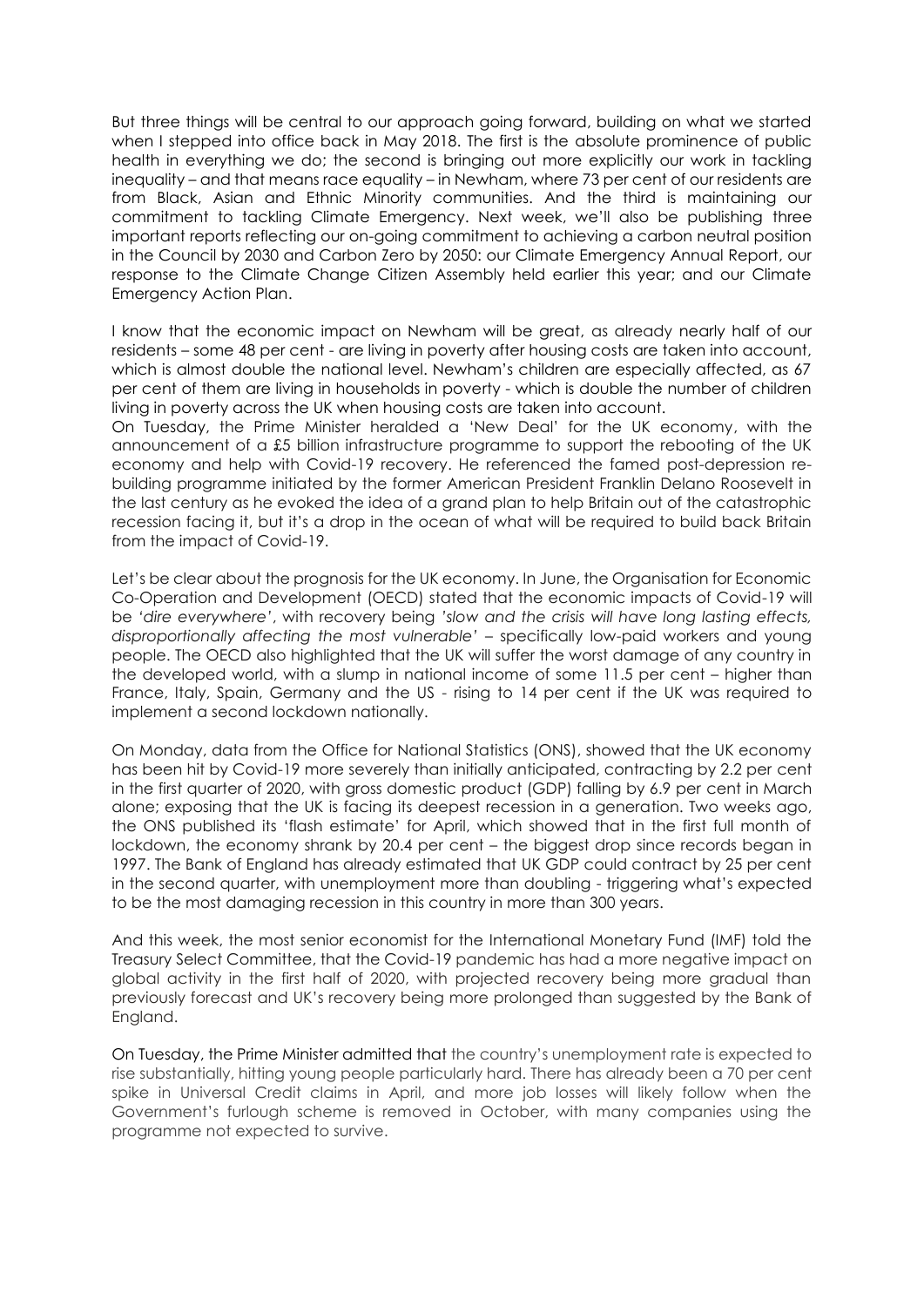But three things will be central to our approach going forward, building on what we started when I stepped into office back in May 2018. The first is the absolute prominence of public health in everything we do; the second is bringing out more explicitly our work in tackling inequality – and that means race equality – in Newham, where 73 per cent of our residents are from Black, Asian and Ethnic Minority communities. And the third is maintaining our commitment to tackling Climate Emergency. Next week, we'll also be publishing three important reports reflecting our on-going commitment to achieving a carbon neutral position in the Council by 2030 and Carbon Zero by 2050: our Climate Emergency Annual Report, our response to the Climate Change Citizen Assembly held earlier this year; and our Climate Emergency Action Plan.

I know that the economic impact on Newham will be great, as already nearly half of our residents – some 48 per cent - are living in poverty after housing costs are taken into account, which is almost double the national level. Newham's children are especially affected, as 67 per cent of them are living in households in poverty - which is double the number of children living in poverty across the UK when housing costs are taken into account.

On Tuesday, the Prime Minister heralded a 'New Deal' for the UK economy, with the announcement of a £5 billion infrastructure programme to support the rebooting of the UK economy and help with Covid-19 recovery. He referenced the famed post-depression re-building programme initiated by the former American President Franklin Delano Roosevelt in the last century as he evoked the idea of a grand plan to help Britain out of the catastrophic recession facing it, but it's a drop in the ocean of what will be required to build back Britain from the impact of Covid-19.

Let's be clear about the prognosis for the UK economy. In June, the Organisation for Economic Co-Operation and Development (OECD) stated that the economic impacts of Covid-19 will be '*dire everywhere*', with recovery being *'slow and the crisis will have long lasting effects, disproportionally affecting the most vulnerable'* – specifically low-paid workers and young people. The OECD also highlighted that the UK will suffer the worst damage of any country in the developed world, with a slump in national income of some 11.5 per cent – higher than France, Italy, Spain, Germany and the US - rising to 14 per cent if the UK was required to implement a second lockdown nationally.

On Monday, data from the Office for National Statistics (ONS), showed that the UK economy has been hit by Covid-19 more severely than initially anticipated, contracting by 2.2 per cent in the first quarter of 2020, with gross domestic product (GDP) falling by 6.9 per cent in March alone; exposing that the UK is facing its deepest recession in a generation. Two weeks ago, the ONS published its 'flash estimate' for April, which showed that in the first full month of lockdown, the economy shrank by 20.4 per cent – the biggest drop since records began in 1997. The Bank of England has already estimated that UK GDP could contract by 25 per cent in the second quarter, with unemployment more than doubling - triggering what's expected to be the most damaging recession in this country in more than 300 years.

And this week, the most senior economist for the International Monetary Fund (IMF) told the Treasury Select Committee, that the Covid-19 pandemic has had a more negative impact on global activity in the first half of 2020, with projected recovery being more gradual than previously forecast and UK's recovery being more prolonged than suggested by the Bank of England.

On Tuesday, the Prime Minister admitted that the country's unemployment rate is expected to rise substantially, hitting young people particularly hard. There has already been a 70 per cent spike in Universal Credit claims in April, and more job losses will likely follow when the Government's furlough scheme is removed in October, with many companies using the programme not expected to survive.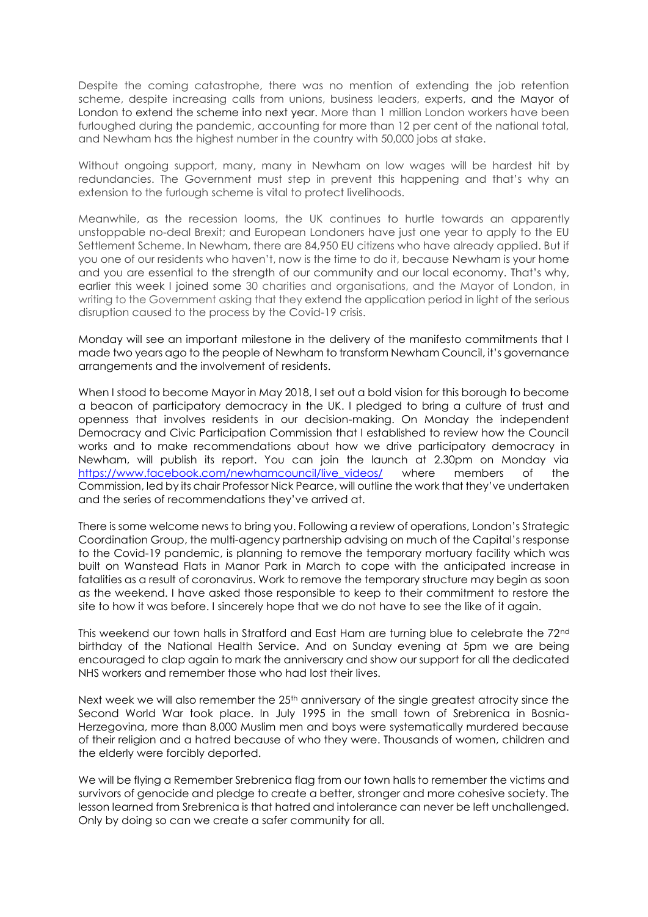Despite the coming catastrophe, there was no mention of extending the job retention scheme, despite increasing calls from unions, business leaders, experts, and the Mayor of London to extend the scheme into next year. More than 1 million London workers have been furloughed during the pandemic, accounting for more than 12 per cent of the national total, and Newham has the highest number in the country with 50,000 jobs at stake.

Without ongoing support, many, many in Newham on low wages will be hardest hit by redundancies. The Government must step in prevent this happening and that's why an extension to the furlough scheme is vital to protect livelihoods.

Meanwhile, as the recession looms, the UK continues to hurtle towards an apparently unstoppable no-deal Brexit; and European Londoners have just one year to apply to the EU Settlement Scheme. In Newham, there are 84,950 EU citizens who have already applied. But if you one of our residents who haven't, now is the time to do it, because Newham is your home and you are essential to the strength of our community and our local economy. That's why, earlier this week I joined some 30 charities and organisations, and the Mayor of London, in writing to the Government asking that they extend the application period in light of the serious disruption caused to the process by the Covid-19 crisis.

Monday will see an important milestone in the delivery of the manifesto commitments that I made two years ago to the people of Newham to transform Newham Council, it's governance arrangements and the involvement of residents.

When I stood to become Mayor in May 2018, I set out a bold vision for this borough to become a beacon of participatory democracy in the UK. I pledged to bring a culture of trust and openness that involves residents in our decision-making. On Monday the independent Democracy and Civic Participation Commission that I established to review how the Council works and to make recommendations about how we drive participatory democracy in Newham, will publish its report. You can join the launch at 2.30pm on Monday via https://www.facebook.com/newhamcouncil/live_videos/ where members of the Commission, led by its chair Professor Nick Pearce, will outline the work that they've undertaken and the series of recommendations they've arrived at.

There is some welcome news to bring you. Following a review of operations, London's Strategic Coordination Group, the multi-agency partnership advising on much of the Capital's response to the Covid-19 pandemic, is planning to remove the temporary mortuary facility which was built on Wanstead Flats in Manor Park in March to cope with the anticipated increase in fatalities as a result of coronavirus. Work to remove the temporary structure may begin as soon as the weekend. I have asked those responsible to keep to their commitment to restore the site to how it was before. I sincerely hope that we do not have to see the like of it again.

This weekend our town halls in Stratford and East Ham are turning blue to celebrate the 72nd birthday of the National Health Service. And on Sunday evening at 5pm we are being encouraged to clap again to mark the anniversary and show our support for all the dedicated NHS workers and remember those who had lost their lives.

Next week we will also remember the 25th anniversary of the single greatest atrocity since the Second World War took place. In July 1995 in the small town of Srebrenica in Bosnia-Herzegovina, more than 8,000 Muslim men and boys were systematically murdered because of their religion and a hatred because of who they were. Thousands of women, children and the elderly were forcibly deported.

We will be flying a Remember Srebrenica flag from our town halls to remember the victims and survivors of genocide and pledge to create a better, stronger and more cohesive society. The lesson learned from Srebrenica is that hatred and intolerance can never be left unchallenged. Only by doing so can we create a safer community for all.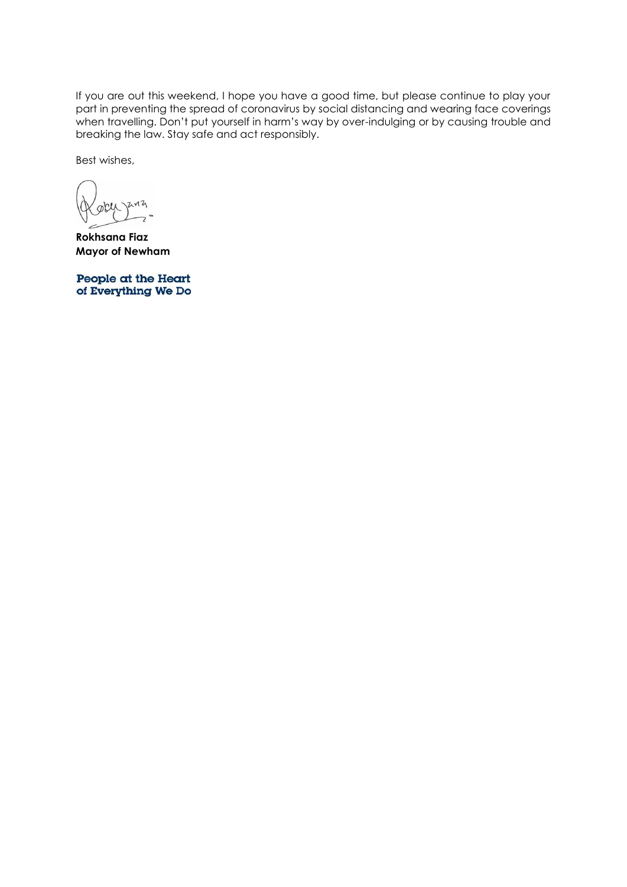If you are out this weekend, I hope you have a good time, but please continue to play your part in preventing the spread of coronavirus by social distancing and wearing face coverings when travelling. Don't put yourself in harm's way by over-indulging or by causing trouble and breaking the law. Stay safe and act responsibly.

Best wishes,

**Rokhsana Fiaz**
**Mayor of Newham**

**People at the Heart of Everything We Do**